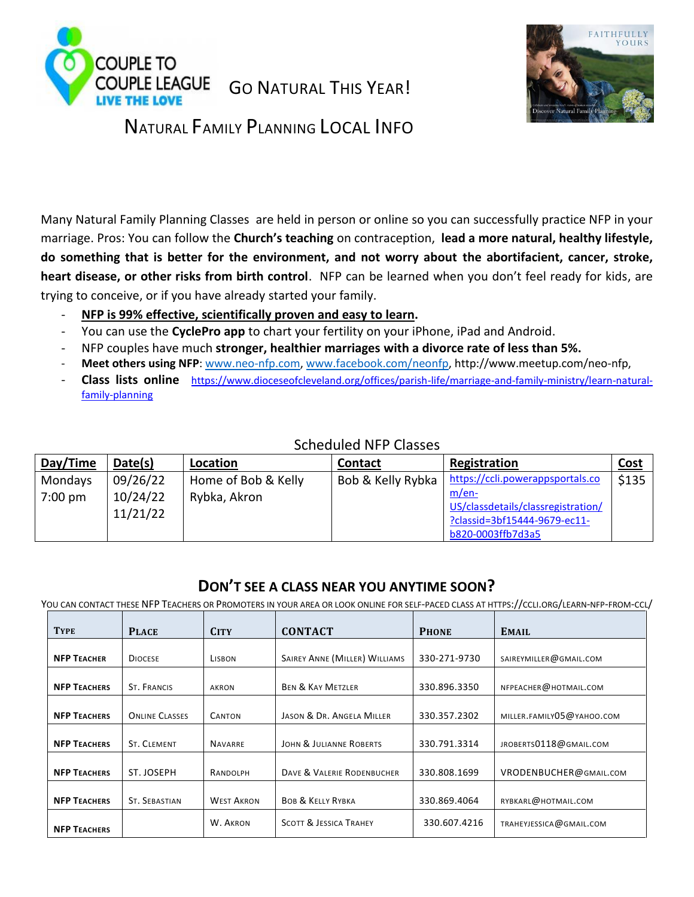# Go Natural This Year!

## Natural Family Planning Local Info

Many Natural Family Planning Classes are held in person or online so you can successfully practice NFP in your marriage. Pros: You can follow the **Church's teaching** on contraception, **lead a more natural, healthy lifestyle, do something that is better for the environment, and not worry about the abortifacient, cancer, stroke, heart disease, or other risks from birth control**. NFP can be learned when you don't feel ready for kids, are trying to conceive, or if you have already started your family.

- **NFP is 99% effective, scientifically proven and easy to learn.**
- You can use the **CyclePro app** to chart your fertility on your iPhone, iPad and Android.
- NFP couples have much **stronger, healthier marriages with a divorce rate of less than 5%.**
- **Meet others using NFP**: www.neo-nfp.com, www.facebook.com/neonfp, http://www.meetup.com/neo-nfp,
- **Class lists online** https://www.dioceseofcleveland.org/offices/parish-life/marriage-and-family-ministry/learn-natural-family-planning

### Scheduled NFP Classes

| Day/Time | Date(s) | Location | Contact | Registration | Cost |
|---|---|---|---|---|---|
| Mondays 7:00 pm | 09/26/22 10/24/22 11/21/22 | Home of Bob & Kelly Rybka, Akron | Bob & Kelly Rybka | https://ccli.powerappsportals.com/en-US/classdetails/classregistration/?classid=3bf15444-9679-ec11-b820-0003ffb7d3a5 | $135 |

## Don't See a Class Near You Anytime Soon?

You can contact these NFP Teachers or Promoters in your area or look online for self-paced class at https://ccli.org/learn-nfp-from-ccl/

| Type | Place | City | Contact | Phone | Email |
|---|---|---|---|---|---|
| **NFP Teacher** | Diocese | Lisbon | Sairey Anne (Miller) Williams | 330-271-9730 | saireymiller@gmail.com |
| **NFP Teachers** | St. Francis | Akron | Ben & Kay Metzler | 330.896.3350 | nfpeacher@hotmail.com |
| **NFP Teachers** | Online Classes | Canton | Jason & Dr. Angela Miller | 330.357.2302 | miller.family05@yahoo.com |
| **NFP Teachers** | St. Clement | Navarre | John & Julianne Roberts | 330.791.3314 | jroberts0118@gmail.com |
| **NFP Teachers** | St. Joseph | Randolph | Dave & Valerie Rodenbucher | 330.808.1699 | vrodenbucher@gmail.com |
| **NFP Teachers** | St. Sebastian | West Akron | Bob & Kelly Rybka | 330.869.4064 | rybkarl@hotmail.com |
| **NFP Teachers** | | W. Akron | Scott & Jessica Trahey | 330.607.4216 | traheyjessica@gmail.com |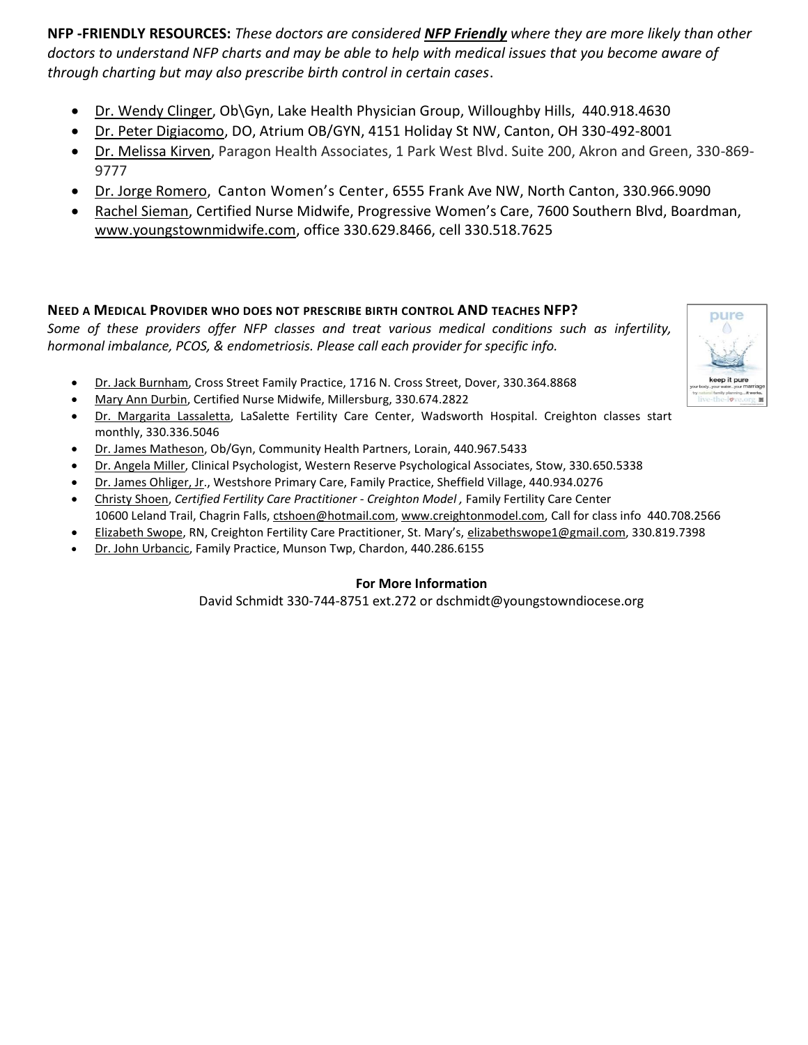**NFP -FRIENDLY RESOURCES:** *These doctors are considered* ***NFP Friendly*** *where they are more likely than other doctors to understand NFP charts and may be able to help with medical issues that you become aware of through charting but may also prescribe birth control in certain cases*.

- Dr. Wendy Clinger, Ob\Gyn, Lake Health Physician Group, Willoughby Hills, 440.918.4630
- Dr. Peter Digiacomo, DO, Atrium OB/GYN, 4151 Holiday St NW, Canton, OH 330-492-8001
- Dr. Melissa Kirven, Paragon Health Associates, 1 Park West Blvd. Suite 200, Akron and Green, 330-869-9777
- Dr. Jorge Romero, Canton Women's Center, 6555 Frank Ave NW, North Canton, 330.966.9090
- Rachel Sieman, Certified Nurse Midwife, Progressive Women's Care, 7600 Southern Blvd, Boardman, www.youngstownmidwife.com, office 330.629.8466, cell 330.518.7625

**NEED A MEDICAL PROVIDER WHO DOES NOT PRESCRIBE BIRTH CONTROL AND TEACHES NFP?**

*Some of these providers offer NFP classes and treat various medical conditions such as infertility, hormonal imbalance, PCOS, & endometriosis. Please call each provider for specific info.*

- Dr. Jack Burnham, Cross Street Family Practice, 1716 N. Cross Street, Dover, 330.364.8868
- Mary Ann Durbin, Certified Nurse Midwife, Millersburg, 330.674.2822
- Dr. Margarita Lassaletta, LaSalette Fertility Care Center, Wadsworth Hospital. Creighton classes start monthly, 330.336.5046
- Dr. James Matheson, Ob/Gyn, Community Health Partners, Lorain, 440.967.5433
- Dr. Angela Miller, Clinical Psychologist, Western Reserve Psychological Associates, Stow, 330.650.5338
- Dr. James Ohliger, Jr., Westshore Primary Care, Family Practice, Sheffield Village, 440.934.0276
- Christy Shoen, *Certified Fertility Care Practitioner - Creighton Model ,* Family Fertility Care Center 10600 Leland Trail, Chagrin Falls, ctshoen@hotmail.com, www.creightonmodel.com, Call for class info 440.708.2566
- Elizabeth Swope, RN, Creighton Fertility Care Practitioner, St. Mary's, elizabethswope1@gmail.com, 330.819.7398
- Dr. John Urbancic, Family Practice, Munson Twp, Chardon, 440.286.6155

**For More Information**

David Schmidt 330-744-8751 ext.272 or dschmidt@youngstowndiocese.org